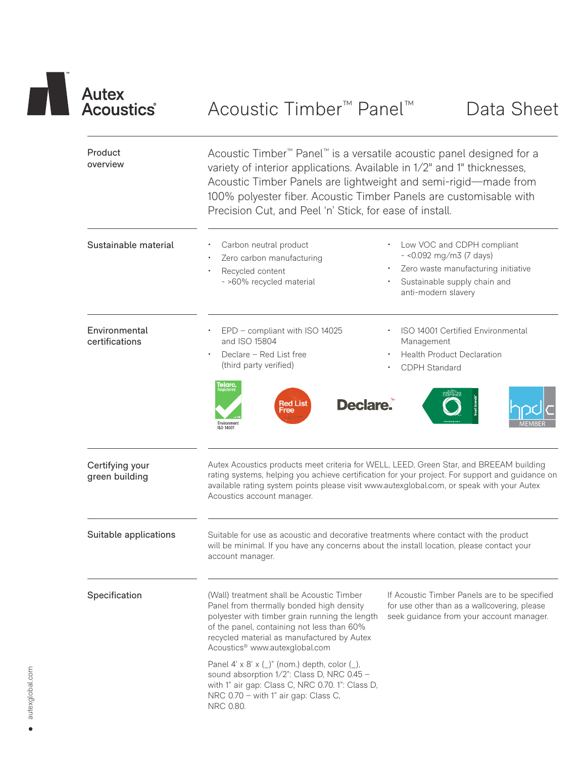# Autex Acoustics

# Acoustic Timber™ Panel™ Data Sheet

## Product overview

Acoustic Timber™ Panel™ is a versatile acoustic panel designed for a variety of interior applications. Available in 1/2" and 1" thicknesses, Acoustic Timber Panels are lightweight and semi-rigid—made from 100% polyester fiber. Acoustic Timber Panels are customisable with Precision Cut, and Peel 'n' Stick, for ease of install.

## Sustainable material

- Carbon neutral product
- Zero carbon manufacturing
- Recycled content
  - >60% recycled material
- Low VOC and CDPH compliant
  - <0.092 mg/m3 (7 days)
- Zero waste manufacturing initiative
- Sustainable supply chain and anti-modern slavery

## Environmental certifications

- EPD – compliant with ISO 14025 and ISO 15804
- Declare – Red List free (third party verified)
- ISO 14001 Certified Environmental Management
- Health Product Declaration
- CDPH Standard

## Certifying your green building

Autex Acoustics products meet criteria for WELL, LEED, Green Star, and BREEAM building rating systems, helping you achieve certification for your project. For support and guidance on available rating system points please visit www.autexglobal.com, or speak with your Autex Acoustics account manager.

## Suitable applications

Suitable for use as acoustic and decorative treatments where contact with the product will be minimal. If you have any concerns about the install location, please contact your account manager.

## Specification

(Wall) treatment shall be Acoustic Timber Panel from thermally bonded high density polyester with timber grain running the length of the panel, containing not less than 60% recycled material as manufactured by Autex Acoustics® www.autexglobal.com

Panel 4' x 8' x (_)" (nom.) depth, color (_), sound absorption 1/2": Class D, NRC 0.45 – with 1" air gap: Class C, NRC 0.70. 1": Class D, NRC 0.70 – with 1" air gap: Class C, NRC 0.80.

If Acoustic Timber Panels are to be specified for use other than as a wallcovering, please seek guidance from your account manager.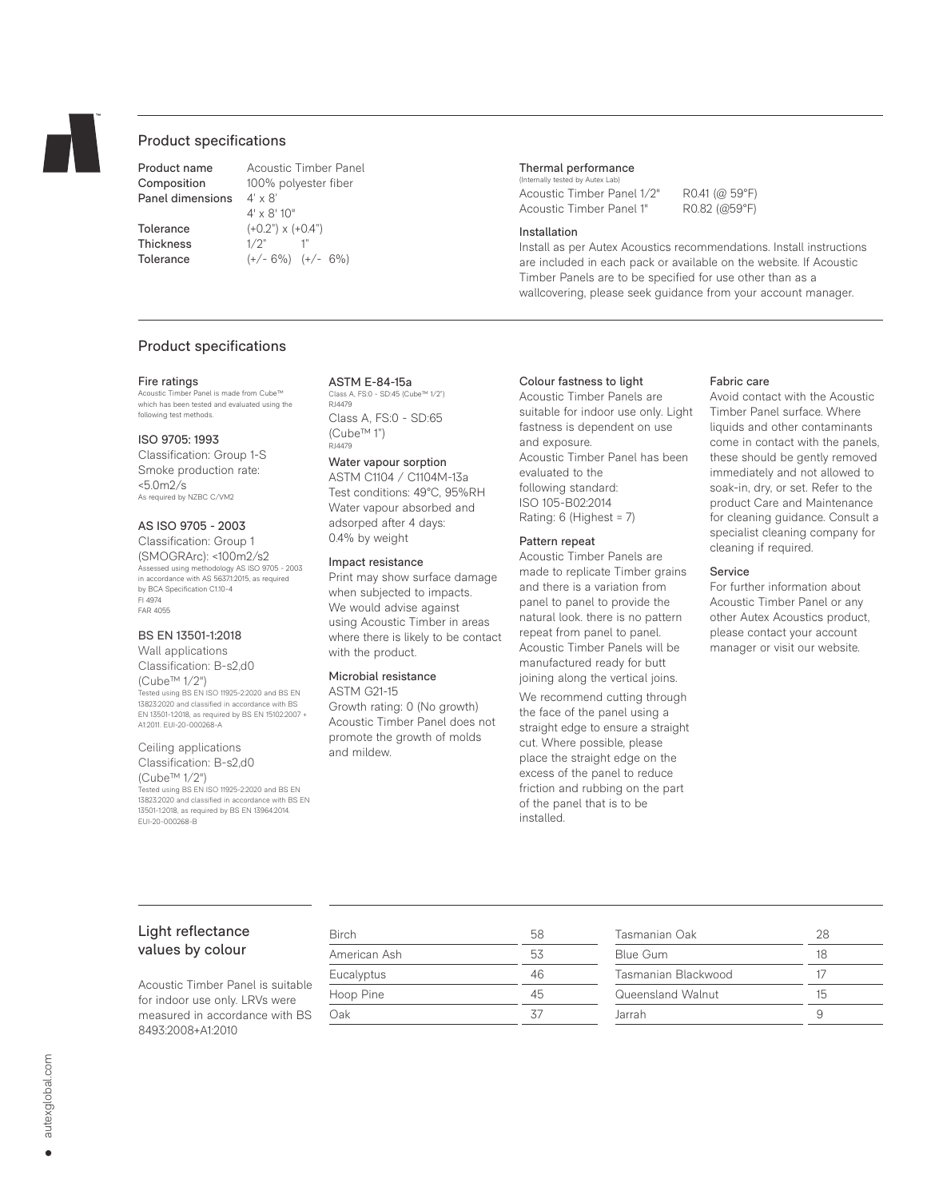## Product specifications

| | |
|---|---|
| Product name | Acoustic Timber Panel |
| Composition | 100% polyester fiber |
| Panel dimensions | 4' x 8'<br>4' x 8' 10" |
| Tolerance | (+0.2") x (+0.4") |
| Thickness | 1/2" 1" |
| Tolerance | (+/- 6%) (+/- 6%) |

### Thermal performance

(Internally tested by Autex Lab)

| | |
|---|---|
| Acoustic Timber Panel 1/2" | R0.41 (@ 59°F) |
| Acoustic Timber Panel 1" | R0.82 (@59°F) |

### Installation

Install as per Autex Acoustics recommendations. Install instructions are included in each pack or available on the website. If Acoustic Timber Panels are to be specified for use other than as a wallcovering, please seek guidance from your account manager.

## Product specifications

### Fire ratings

Acoustic Timber Panel is made from Cube™ which has been tested and evaluated using the following test methods.

### ISO 9705: 1993

Classification: Group 1-S
Smoke production rate: <5.0m2/s
As required by NZBC C/VM2

### AS ISO 9705 - 2003

Classification: Group 1 (SMOGRArc): <100m2/s2
Assessed using methodology AS ISO 9705 - 2003 in accordance with AS 5637.1:2015, as required by BCA Specification C1.10-4
FI 4974
FAR 4055

### BS EN 13501-1:2018

Wall applications
Classification: B-s2,d0 (Cube™ 1/2")
Tested using BS EN ISO 11925-2:2020 and BS EN 13823:2020 and classified in accordance with BS EN 13501-1:2018, as required by BS EN 15102:2007 + A1:2011. EUI-20-000268-A

Ceiling applications
Classification: B-s2,d0 (Cube™ 1/2")
Tested using BS EN ISO 11925-2:2020 and BS EN 13823:2020 and classified in accordance with BS EN 13501-1:2018, as required by BS EN 13964:2014. EUI-20-000268-B

### ASTM E-84-15a

Class A, FS:0 - SD:45 (Cube™ 1/2")
RJ4479

Class A, FS:0 - SD:65 (Cube™ 1")
RJ4479

### Water vapour sorption

ASTM C1104 / C1104M-13a
Test conditions: 49°C, 95%RH
Water vapour absorbed and adsorped after 4 days: 0.4% by weight

### Impact resistance

Print may show surface damage when subjected to impacts. We would advise against using Acoustic Timber in areas where there is likely to be contact with the product.

### Microbial resistance

ASTM G21-15
Growth rating: 0 (No growth)
Acoustic Timber Panel does not promote the growth of molds and mildew.

### Colour fastness to light

Acoustic Timber Panels are suitable for indoor use only. Light fastness is dependent on use and exposure.
Acoustic Timber Panel has been evaluated to the following standard:
ISO 105-B02:2014
Rating: 6 (Highest = 7)

### Pattern repeat

Acoustic Timber Panels are made to replicate Timber grains and there is a variation from panel to panel to provide the natural look. there is no pattern repeat from panel to panel. Acoustic Timber Panels will be manufactured ready for butt joining along the vertical joins.

We recommend cutting through the face of the panel using a straight edge to ensure a straight cut. Where possible, please place the straight edge on the excess of the panel to reduce friction and rubbing on the part of the panel that is to be installed.

### Fabric care

Avoid contact with the Acoustic Timber Panel surface. Where liquids and other contaminants come in contact with the panels, these should be gently removed immediately and not allowed to soak-in, dry, or set. Refer to the product Care and Maintenance for cleaning guidance. Consult a specialist cleaning company for cleaning if required.

### Service

For further information about Acoustic Timber Panel or any other Autex Acoustics product, please contact your account manager or visit our website.

## Light reflectance values by colour

Acoustic Timber Panel is suitable for indoor use only. LRVs were measured in accordance with BS 8493:2008+A1:2010

| Colour | LRV | Colour | LRV |
|---|---|---|---|
| Birch | 58 | Tasmanian Oak | 28 |
| American Ash | 53 | Blue Gum | 18 |
| Eucalyptus | 46 | Tasmanian Blackwood | 17 |
| Hoop Pine | 45 | Queensland Walnut | 15 |
| Oak | 37 | Jarrah | 9 |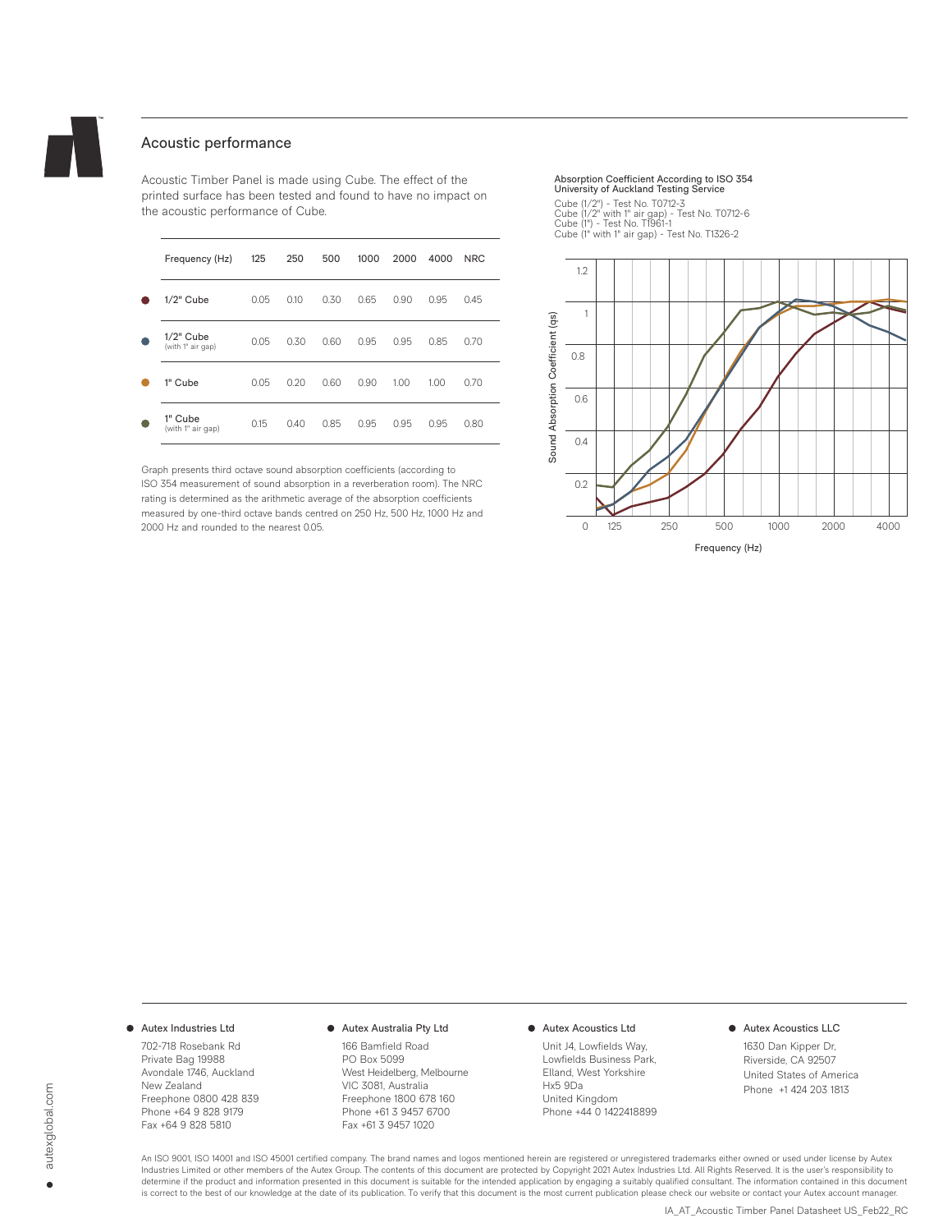## Acoustic performance

Acoustic Timber Panel is made using Cube. The effect of the printed surface has been tested and found to have no impact on the acoustic performance of Cube.

| Frequency (Hz) | 125 | 250 | 500 | 1000 | 2000 | 4000 | NRC |
|---|---|---|---|---|---|---|---|
| 1/2" Cube | 0.05 | 0.10 | 0.30 | 0.65 | 0.90 | 0.95 | 0.45 |
| 1/2" Cube (with 1" air gap) | 0.05 | 0.30 | 0.60 | 0.95 | 0.95 | 0.85 | 0.70 |
| 1" Cube | 0.05 | 0.20 | 0.60 | 0.90 | 1.00 | 1.00 | 0.70 |
| 1" Cube (with 1" air gap) | 0.15 | 0.40 | 0.85 | 0.95 | 0.95 | 0.95 | 0.80 |

Graph presents third octave sound absorption coefficients (according to ISO 354 measurement of sound absorption in a reverberation room). The NRC rating is determined as the arithmetic average of the absorption coefficients measured by one-third octave bands centred on 250 Hz, 500 Hz, 1000 Hz and 2000 Hz and rounded to the nearest 0.05.

Absorption Coefficient According to ISO 354
University of Auckland Testing Service

Cube (1/2") - Test No. T0712-3
Cube (1/2" with 1" air gap) - Test No. T0712-6
Cube (1") - Test No. T1961-1
Cube (1" with 1" air gap) - Test No. T1326-2

Sound Absorption Coefficient (αs)

1.2
1
0.8
0.6
0.4
0.2
0

125 250 500 1000 2000 4000

Frequency (Hz)

- **Autex Industries Ltd**
  702-718 Rosebank Rd
  Private Bag 19988
  Avondale 1746, Auckland
  New Zealand
  Freephone 0800 428 839
  Phone +64 9 828 9179
  Fax +64 9 828 5810

- **Autex Australia Pty Ltd**
  166 Bamfield Road
  PO Box 5099
  West Heidelberg, Melbourne
  VIC 3081, Australia
  Freephone 1800 678 160
  Phone +61 3 9457 6700
  Fax +61 3 9457 1020

- **Autex Acoustics Ltd**
  Unit J4, Lowfields Way,
  Lowfields Business Park,
  Elland, West Yorkshire
  Hx5 9Da
  United Kingdom
  Phone +44 0 1422418899

- **Autex Acoustics LLC**
  1630 Dan Kipper Dr,
  Riverside, CA 92507
  United States of America
  Phone +1 424 203 1813

autexglobal.com

An ISO 9001, ISO 14001 and ISO 45001 certified company. The brand names and logos mentioned herein are registered or unregistered trademarks either owned or used under license by Autex Industries Limited or other members of the Autex Group. The contents of this document are protected by Copyright 2021 Autex Industries Ltd. All Rights Reserved. It is the user's responsibility to determine if the product and information presented in this document is suitable for the intended application by engaging a suitably qualified consultant. The information contained in this document is correct to the best of our knowledge at the date of its publication. To verify that this document is the most current publication please check our website or contact your Autex account manager.

IA_AT_Acoustic Timber Panel Datasheet US_Feb22_RC